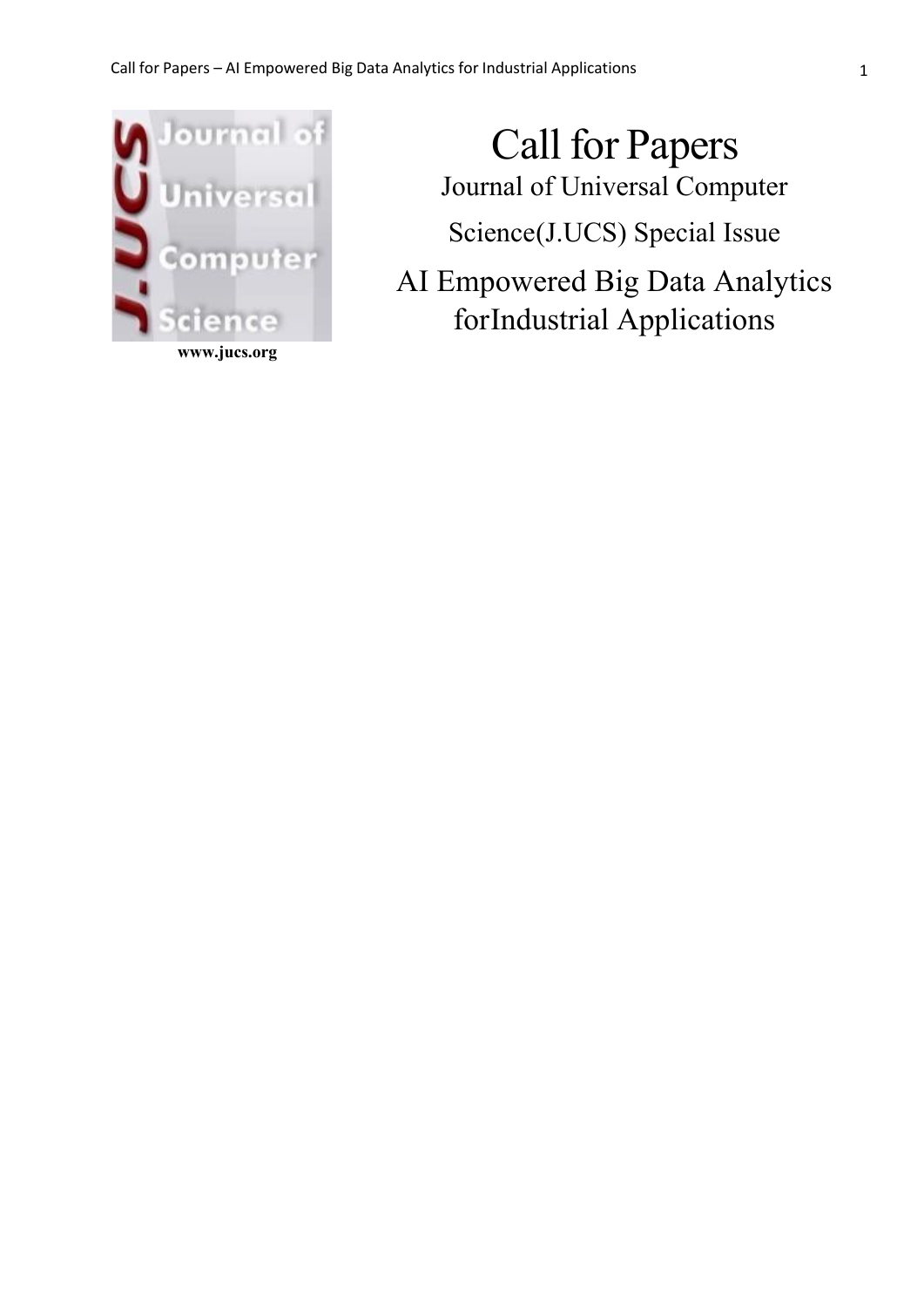www.jucs.org

# Call for Papers

Journal of Universal Computer Science(J.UCS) Special Issue

## AI Empowered Big Data Analytics forIndustrial Applications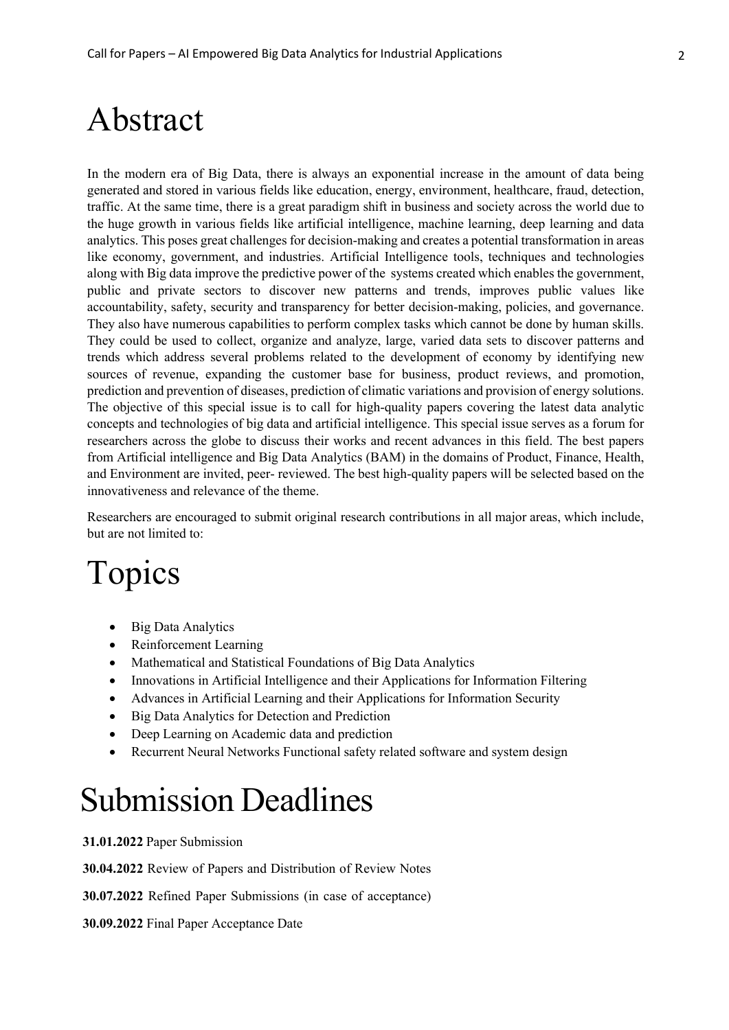# Abstract

In the modern era of Big Data, there is always an exponential increase in the amount of data being generated and stored in various fields like education, energy, environment, healthcare, fraud, detection, traffic. At the same time, there is a great paradigm shift in business and society across the world due to the huge growth in various fields like artificial intelligence, machine learning, deep learning and data analytics. This poses great challenges for decision-making and creates a potential transformation in areas like economy, government, and industries. Artificial Intelligence tools, techniques and technologies along with Big data improve the predictive power of the systems created which enables the government, public and private sectors to discover new patterns and trends, improves public values like accountability, safety, security and transparency for better decision-making, policies, and governance. They also have numerous capabilities to perform complex tasks which cannot be done by human skills. They could be used to collect, organize and analyze, large, varied data sets to discover patterns and trends which address several problems related to the development of economy by identifying new sources of revenue, expanding the customer base for business, product reviews, and promotion, prediction and prevention of diseases, prediction of climatic variations and provision of energy solutions. The objective of this special issue is to call for high-quality papers covering the latest data analytic concepts and technologies of big data and artificial intelligence. This special issue serves as a forum for researchers across the globe to discuss their works and recent advances in this field. The best papers from Artificial intelligence and Big Data Analytics (BAM) in the domains of Product, Finance, Health, and Environment are invited, peer- reviewed. The best high-quality papers will be selected based on the innovativeness and relevance of the theme.

Researchers are encouraged to submit original research contributions in all major areas, which include, but are not limited to:

# Topics

- Big Data Analytics
- Reinforcement Learning
- Mathematical and Statistical Foundations of Big Data Analytics
- Innovations in Artificial Intelligence and their Applications for Information Filtering
- Advances in Artificial Learning and their Applications for Information Security
- Big Data Analytics for Detection and Prediction
- Deep Learning on Academic data and prediction
- Recurrent Neural Networks Functional safety related software and system design

# Submission Deadlines

**31.01.2022** Paper Submission

**30.04.2022** Review of Papers and Distribution of Review Notes

**30.07.2022** Refined Paper Submissions (in case of acceptance)

**30.09.2022** Final Paper Acceptance Date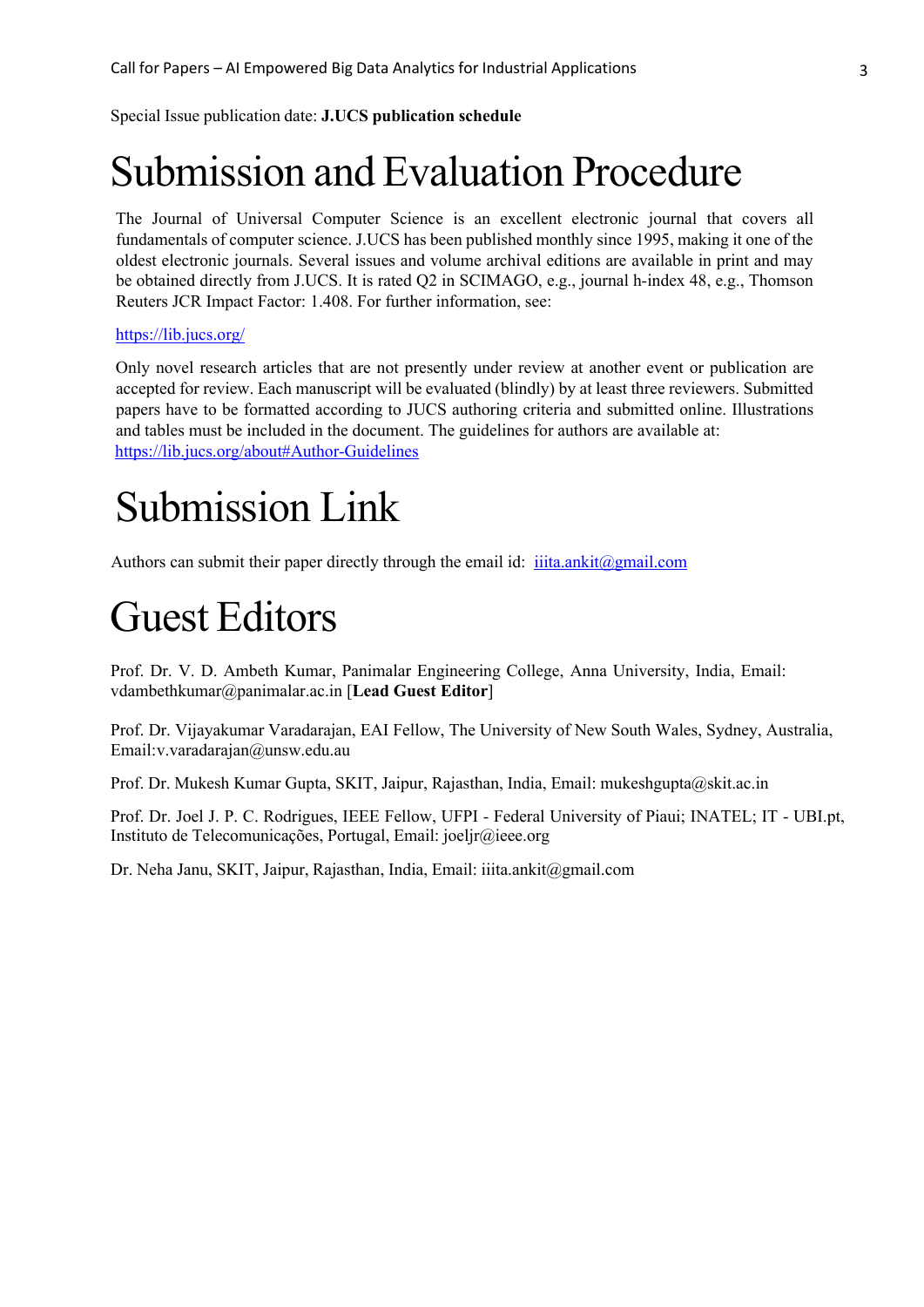Special Issue publication date: **J.UCS publication schedule**

# Submission and Evaluation Procedure

The Journal of Universal Computer Science is an excellent electronic journal that covers all fundamentals of computer science. J.UCS has been published monthly since 1995, making it one of the oldest electronic journals. Several issues and volume archival editions are available in print and may be obtained directly from J.UCS. It is rated Q2 in SCIMAGO, e.g., journal h-index 48, e.g., Thomson Reuters JCR Impact Factor: 1.408. For further information, see:

https://lib.jucs.org/

Only novel research articles that are not presently under review at another event or publication are accepted for review. Each manuscript will be evaluated (blindly) by at least three reviewers. Submitted papers have to be formatted according to JUCS authoring criteria and submitted online. Illustrations and tables must be included in the document. The guidelines for authors are available at: https://lib.jucs.org/about#Author-Guidelines

# Submission Link

Authors can submit their paper directly through the email id: iiita.ankit@gmail.com

# Guest Editors

Prof. Dr. V. D. Ambeth Kumar, Panimalar Engineering College, Anna University, India, Email: vdambethkumar@panimalar.ac.in [**Lead Guest Editor**]

Prof. Dr. Vijayakumar Varadarajan, EAI Fellow, The University of New South Wales, Sydney, Australia, Email:v.varadarajan@unsw.edu.au

Prof. Dr. Mukesh Kumar Gupta, SKIT, Jaipur, Rajasthan, India, Email: mukeshgupta@skit.ac.in

Prof. Dr. Joel J. P. C. Rodrigues, IEEE Fellow, UFPI - Federal University of Piaui; INATEL; IT - UBI.pt, Instituto de Telecomunicações, Portugal, Email: joeljr@ieee.org

Dr. Neha Janu, SKIT, Jaipur, Rajasthan, India, Email: iiita.ankit@gmail.com